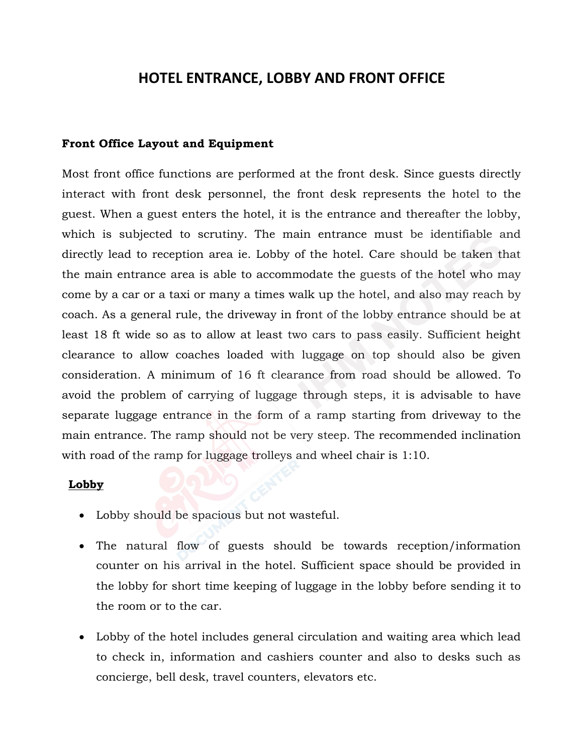# HOTEL ENTRANCE, LOBBY AND FRONT OFFICE

**Front Office Layout and Equipment**

Most front office functions are performed at the front desk. Since guests directly interact with front desk personnel, the front desk represents the hotel to the guest. When a guest enters the hotel, it is the entrance and thereafter the lobby, which is subjected to scrutiny. The main entrance must be identifiable and directly lead to reception area ie. Lobby of the hotel. Care should be taken that the main entrance area is able to accommodate the guests of the hotel who may come by a car or a taxi or many a times walk up the hotel, and also may reach by coach. As a general rule, the driveway in front of the lobby entrance should be at least 18 ft wide so as to allow at least two cars to pass easily. Sufficient height clearance to allow coaches loaded with luggage on top should also be given consideration. A minimum of 16 ft clearance from road should be allowed. To avoid the problem of carrying of luggage through steps, it is advisable to have separate luggage entrance in the form of a ramp starting from driveway to the main entrance. The ramp should not be very steep. The recommended inclination with road of the ramp for luggage trolleys and wheel chair is 1:10.

**Lobby**

- Lobby should be spacious but not wasteful.
- The natural flow of guests should be towards reception/information counter on his arrival in the hotel. Sufficient space should be provided in the lobby for short time keeping of luggage in the lobby before sending it to the room or to the car.
- Lobby of the hotel includes general circulation and waiting area which lead to check in, information and cashiers counter and also to desks such as concierge, bell desk, travel counters, elevators etc.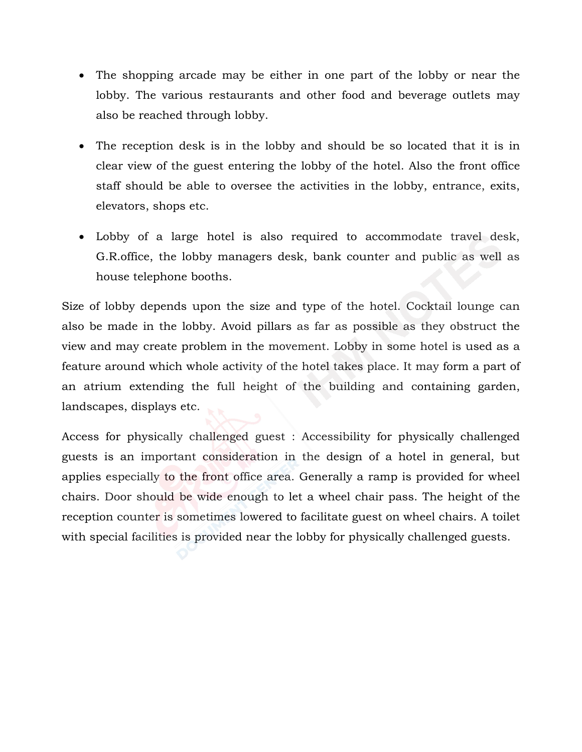- The shopping arcade may be either in one part of the lobby or near the lobby. The various restaurants and other food and beverage outlets may also be reached through lobby.
- The reception desk is in the lobby and should be so located that it is in clear view of the guest entering the lobby of the hotel. Also the front office staff should be able to oversee the activities in the lobby, entrance, exits, elevators, shops etc.
- Lobby of a large hotel is also required to accommodate travel desk, G.R.office, the lobby managers desk, bank counter and public as well as house telephone booths.

Size of lobby depends upon the size and type of the hotel. Cocktail lounge can also be made in the lobby. Avoid pillars as far as possible as they obstruct the view and may create problem in the movement. Lobby in some hotel is used as a feature around which whole activity of the hotel takes place. It may form a part of an atrium extending the full height of the building and containing garden, landscapes, displays etc.

Access for physically challenged guest : Accessibility for physically challenged guests is an important consideration in the design of a hotel in general, but applies especially to the front office area. Generally a ramp is provided for wheel chairs. Door should be wide enough to let a wheel chair pass. The height of the reception counter is sometimes lowered to facilitate guest on wheel chairs. A toilet with special facilities is provided near the lobby for physically challenged guests.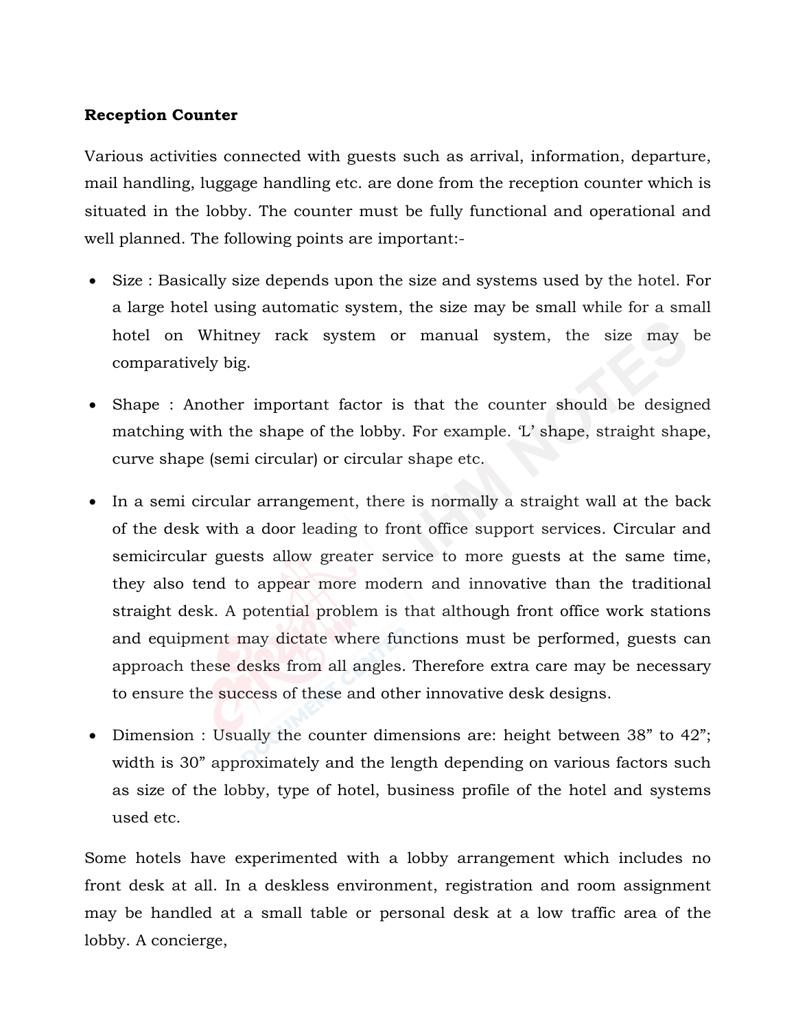**Reception Counter**

Various activities connected with guests such as arrival, information, departure, mail handling, luggage handling etc. are done from the reception counter which is situated in the lobby. The counter must be fully functional and operational and well planned. The following points are important:-

- Size : Basically size depends upon the size and systems used by the hotel. For a large hotel using automatic system, the size may be small while for a small hotel on Whitney rack system or manual system, the size may be comparatively big.
- Shape : Another important factor is that the counter should be designed matching with the shape of the lobby. For example. 'L' shape, straight shape, curve shape (semi circular) or circular shape etc.
- In a semi circular arrangement, there is normally a straight wall at the back of the desk with a door leading to front office support services. Circular and semicircular guests allow greater service to more guests at the same time, they also tend to appear more modern and innovative than the traditional straight desk. A potential problem is that although front office work stations and equipment may dictate where functions must be performed, guests can approach these desks from all angles. Therefore extra care may be necessary to ensure the success of these and other innovative desk designs.
- Dimension : Usually the counter dimensions are: height between 38" to 42"; width is 30" approximately and the length depending on various factors such as size of the lobby, type of hotel, business profile of the hotel and systems used etc.

Some hotels have experimented with a lobby arrangement which includes no front desk at all. In a deskless environment, registration and room assignment may be handled at a small table or personal desk at a low traffic area of the lobby. A concierge,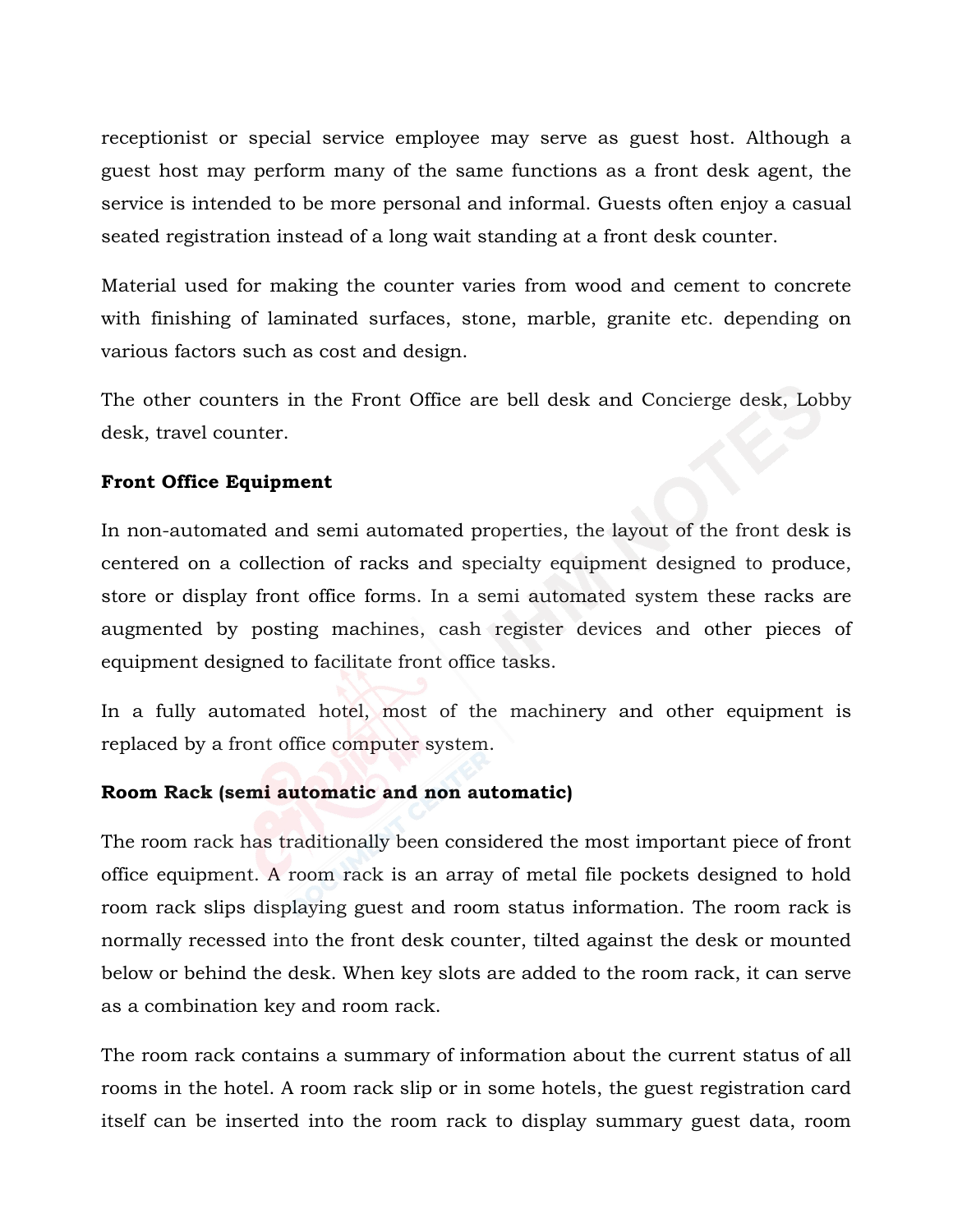receptionist or special service employee may serve as guest host. Although a guest host may perform many of the same functions as a front desk agent, the service is intended to be more personal and informal. Guests often enjoy a casual seated registration instead of a long wait standing at a front desk counter.

Material used for making the counter varies from wood and cement to concrete with finishing of laminated surfaces, stone, marble, granite etc. depending on various factors such as cost and design.

The other counters in the Front Office are bell desk and Concierge desk, Lobby desk, travel counter.

**Front Office Equipment**

In non-automated and semi automated properties, the layout of the front desk is centered on a collection of racks and specialty equipment designed to produce, store or display front office forms. In a semi automated system these racks are augmented by posting machines, cash register devices and other pieces of equipment designed to facilitate front office tasks.

In a fully automated hotel, most of the machinery and other equipment is replaced by a front office computer system.

**Room Rack (semi automatic and non automatic)**

The room rack has traditionally been considered the most important piece of front office equipment. A room rack is an array of metal file pockets designed to hold room rack slips displaying guest and room status information. The room rack is normally recessed into the front desk counter, tilted against the desk or mounted below or behind the desk. When key slots are added to the room rack, it can serve as a combination key and room rack.

The room rack contains a summary of information about the current status of all rooms in the hotel. A room rack slip or in some hotels, the guest registration card itself can be inserted into the room rack to display summary guest data, room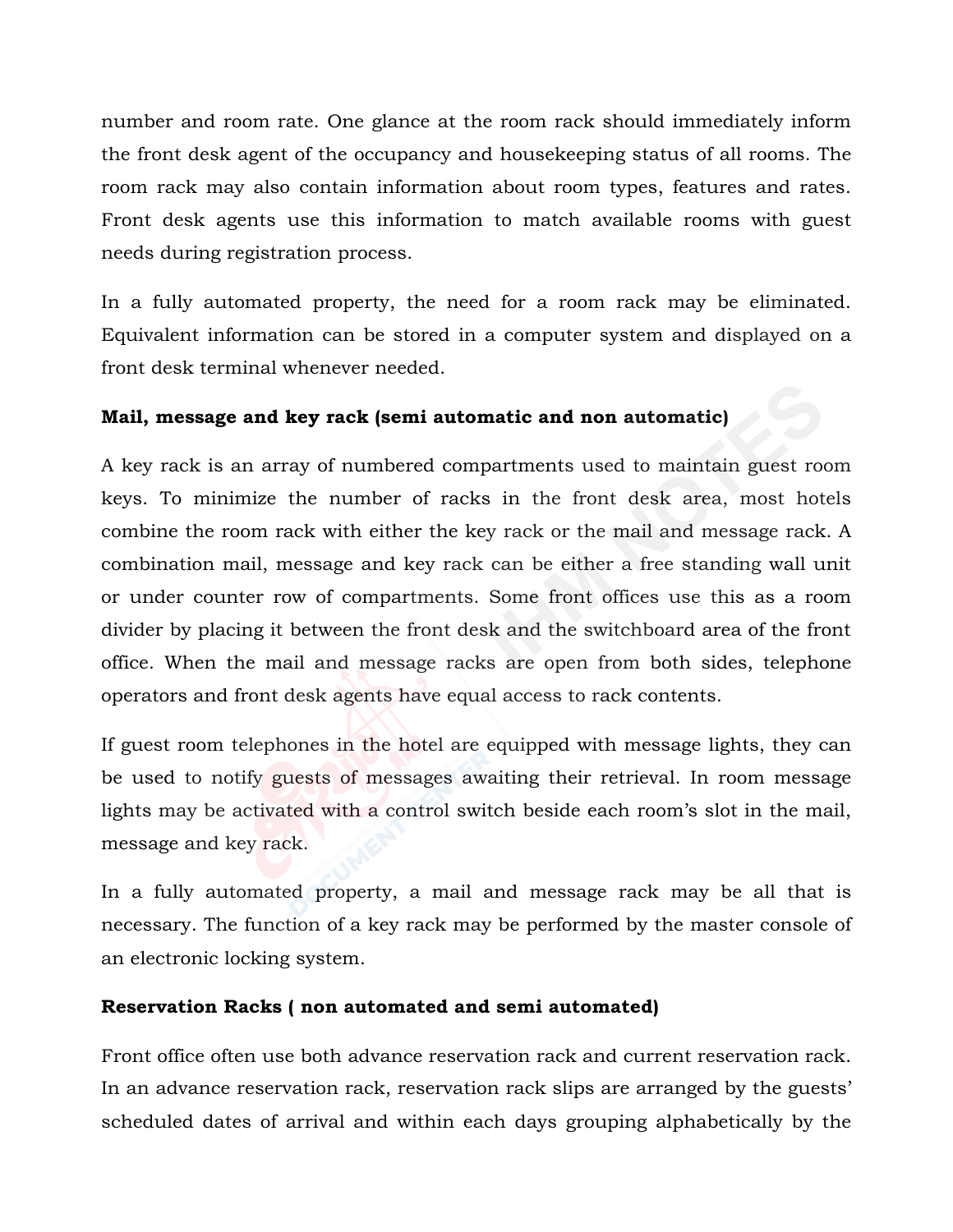number and room rate. One glance at the room rack should immediately inform the front desk agent of the occupancy and housekeeping status of all rooms. The room rack may also contain information about room types, features and rates. Front desk agents use this information to match available rooms with guest needs during registration process.

In a fully automated property, the need for a room rack may be eliminated. Equivalent information can be stored in a computer system and displayed on a front desk terminal whenever needed.

**Mail, message and key rack (semi automatic and non automatic)**

A key rack is an array of numbered compartments used to maintain guest room keys. To minimize the number of racks in the front desk area, most hotels combine the room rack with either the key rack or the mail and message rack. A combination mail, message and key rack can be either a free standing wall unit or under counter row of compartments. Some front offices use this as a room divider by placing it between the front desk and the switchboard area of the front office. When the mail and message racks are open from both sides, telephone operators and front desk agents have equal access to rack contents.

If guest room telephones in the hotel are equipped with message lights, they can be used to notify guests of messages awaiting their retrieval. In room message lights may be activated with a control switch beside each room's slot in the mail, message and key rack.

In a fully automated property, a mail and message rack may be all that is necessary. The function of a key rack may be performed by the master console of an electronic locking system.

**Reservation Racks ( non automated and semi automated)**

Front office often use both advance reservation rack and current reservation rack. In an advance reservation rack, reservation rack slips are arranged by the guests' scheduled dates of arrival and within each days grouping alphabetically by the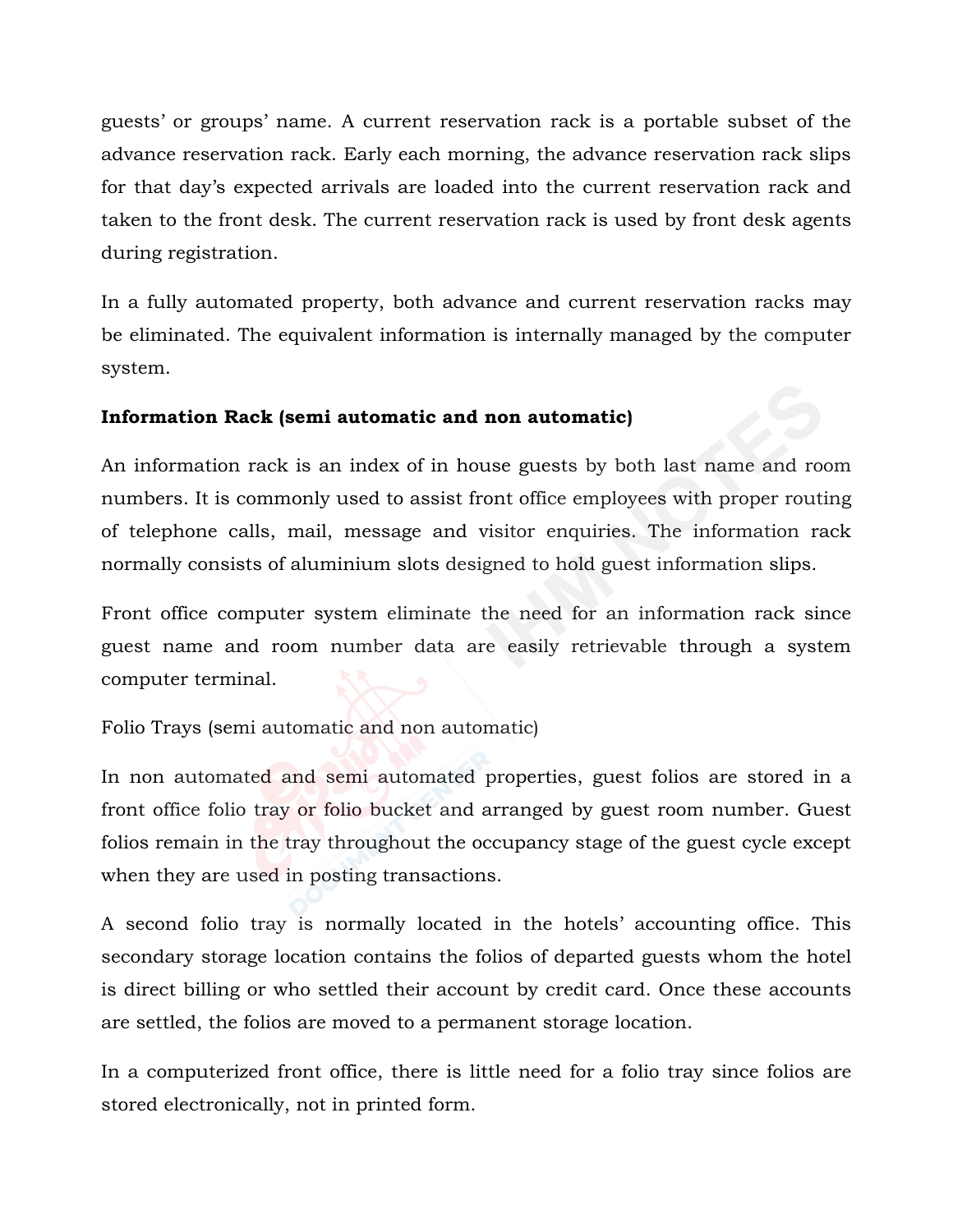guests' or groups' name. A current reservation rack is a portable subset of the advance reservation rack. Early each morning, the advance reservation rack slips for that day's expected arrivals are loaded into the current reservation rack and taken to the front desk. The current reservation rack is used by front desk agents during registration.

In a fully automated property, both advance and current reservation racks may be eliminated. The equivalent information is internally managed by the computer system.

**Information Rack (semi automatic and non automatic)**

An information rack is an index of in house guests by both last name and room numbers. It is commonly used to assist front office employees with proper routing of telephone calls, mail, message and visitor enquiries. The information rack normally consists of aluminium slots designed to hold guest information slips.

Front office computer system eliminate the need for an information rack since guest name and room number data are easily retrievable through a system computer terminal.

Folio Trays (semi automatic and non automatic)

In non automated and semi automated properties, guest folios are stored in a front office folio tray or folio bucket and arranged by guest room number. Guest folios remain in the tray throughout the occupancy stage of the guest cycle except when they are used in posting transactions.

A second folio tray is normally located in the hotels' accounting office. This secondary storage location contains the folios of departed guests whom the hotel is direct billing or who settled their account by credit card. Once these accounts are settled, the folios are moved to a permanent storage location.

In a computerized front office, there is little need for a folio tray since folios are stored electronically, not in printed form.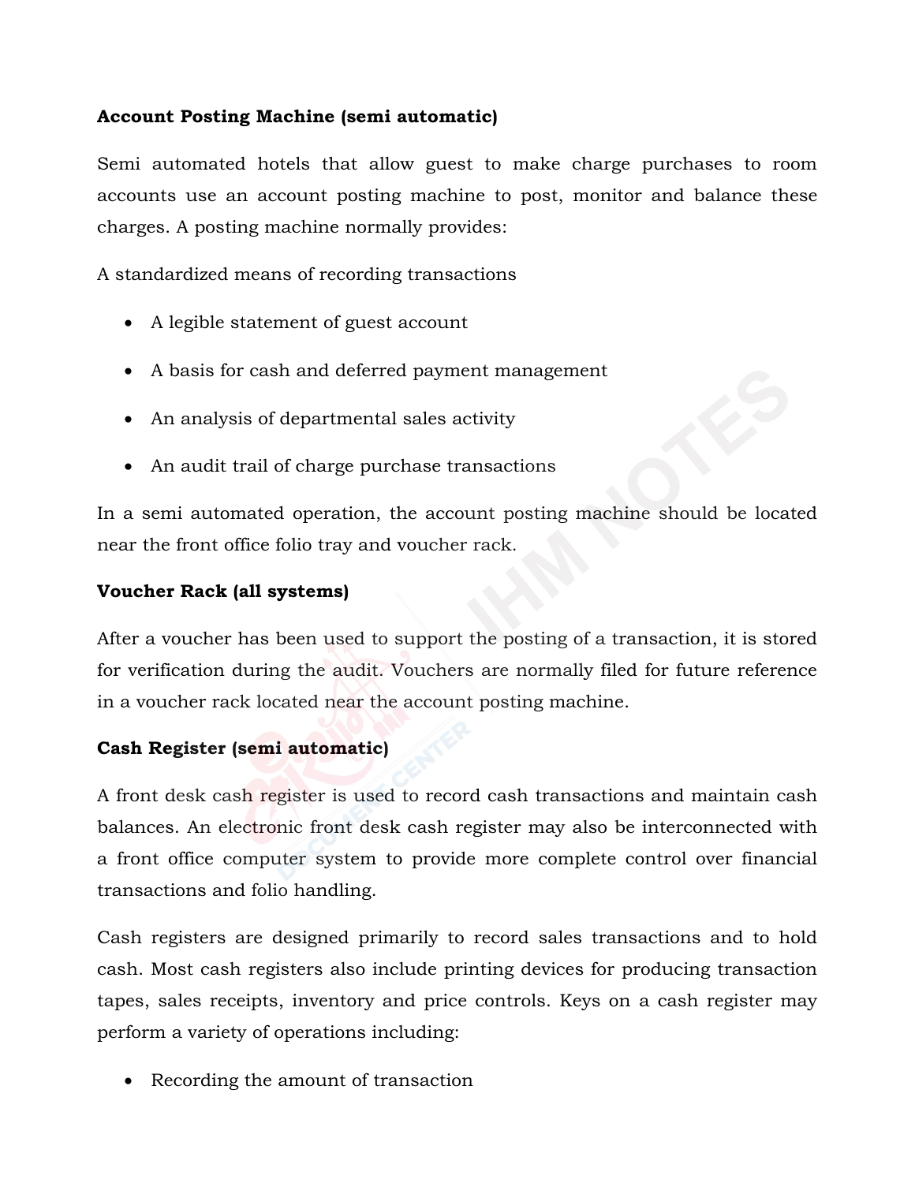**Account Posting Machine (semi automatic)**

Semi automated hotels that allow guest to make charge purchases to room accounts use an account posting machine to post, monitor and balance these charges. A posting machine normally provides:

A standardized means of recording transactions

- A legible statement of guest account
- A basis for cash and deferred payment management
- An analysis of departmental sales activity
- An audit trail of charge purchase transactions

In a semi automated operation, the account posting machine should be located near the front office folio tray and voucher rack.

**Voucher Rack (all systems)**

After a voucher has been used to support the posting of a transaction, it is stored for verification during the audit. Vouchers are normally filed for future reference in a voucher rack located near the account posting machine.

**Cash Register (semi automatic)**

A front desk cash register is used to record cash transactions and maintain cash balances. An electronic front desk cash register may also be interconnected with a front office computer system to provide more complete control over financial transactions and folio handling.

Cash registers are designed primarily to record sales transactions and to hold cash. Most cash registers also include printing devices for producing transaction tapes, sales receipts, inventory and price controls. Keys on a cash register may perform a variety of operations including:

- Recording the amount of transaction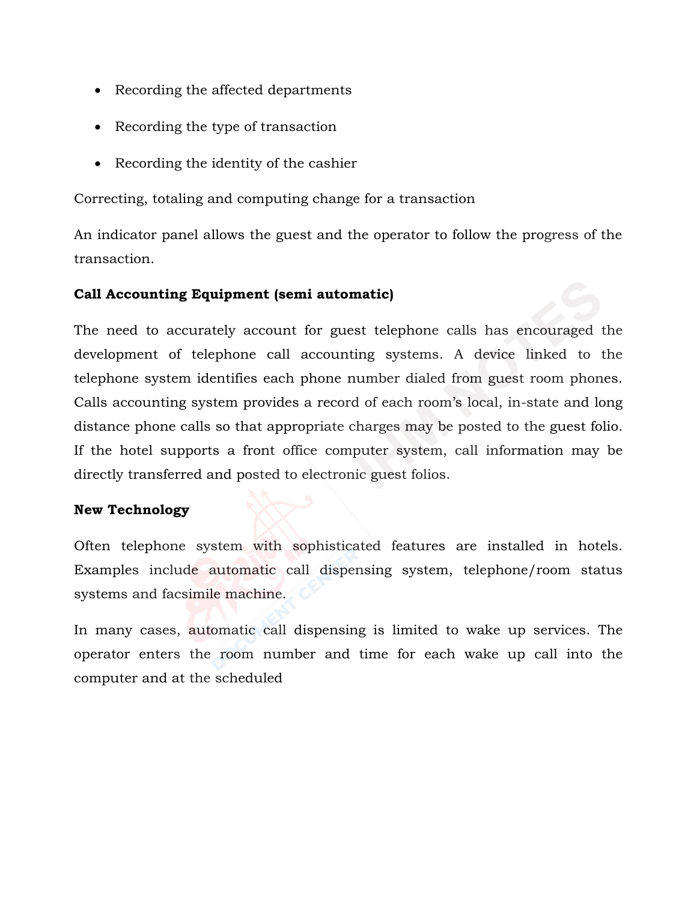- Recording the affected departments
- Recording the type of transaction
- Recording the identity of the cashier

Correcting, totaling and computing change for a transaction

An indicator panel allows the guest and the operator to follow the progress of the transaction.

**Call Accounting Equipment (semi automatic)**

The need to accurately account for guest telephone calls has encouraged the development of telephone call accounting systems. A device linked to the telephone system identifies each phone number dialed from guest room phones. Calls accounting system provides a record of each room's local, in-state and long distance phone calls so that appropriate charges may be posted to the guest folio. If the hotel supports a front office computer system, call information may be directly transferred and posted to electronic guest folios.

**New Technology**

Often telephone system with sophisticated features are installed in hotels. Examples include automatic call dispensing system, telephone/room status systems and facsimile machine.

In many cases, automatic call dispensing is limited to wake up services. The operator enters the room number and time for each wake up call into the computer and at the scheduled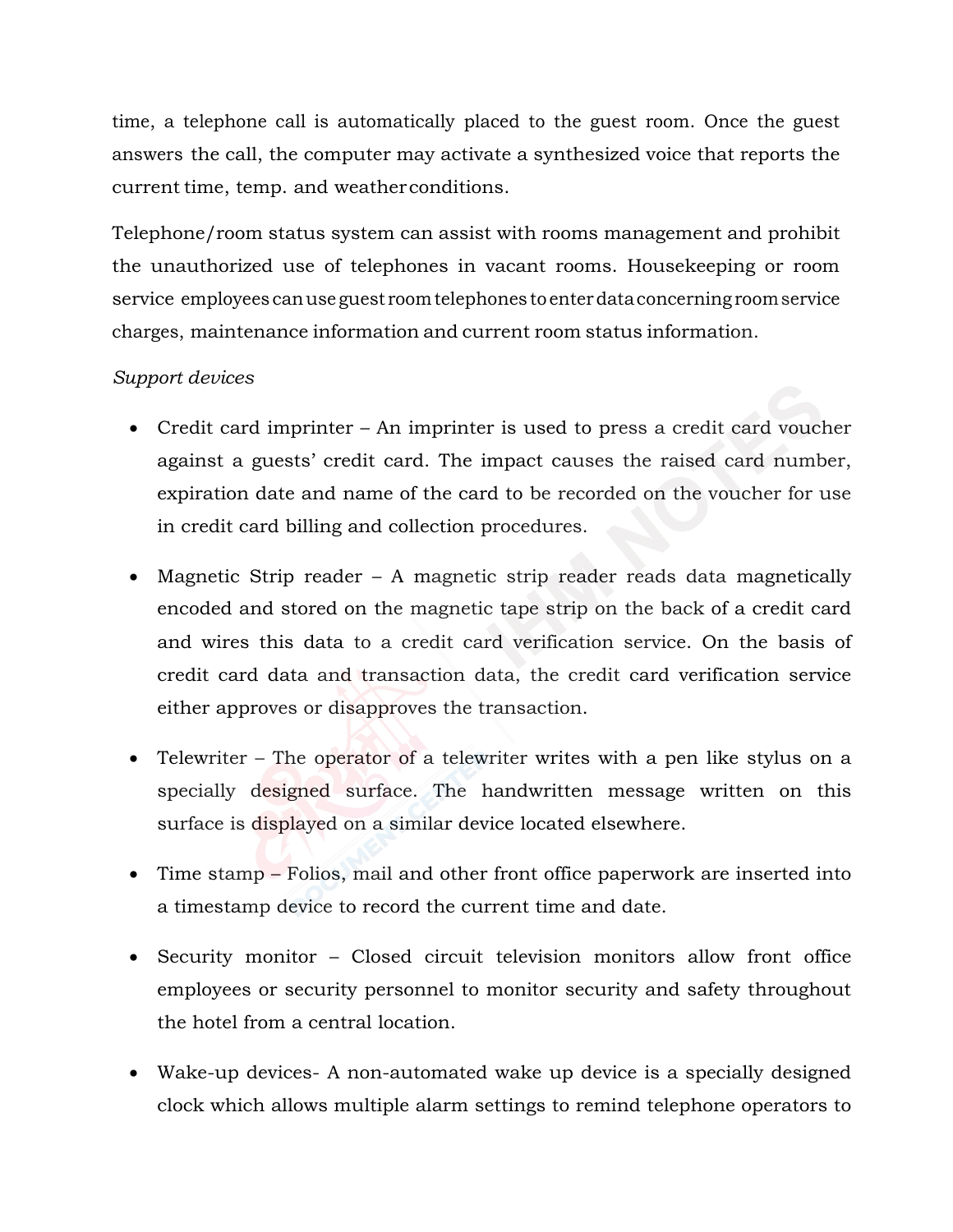time, a telephone call is automatically placed to the guest room. Once the guest answers the call, the computer may activate a synthesized voice that reports the current time, temp. and weather conditions.

Telephone/room status system can assist with rooms management and prohibit the unauthorized use of telephones in vacant rooms. Housekeeping or room service employees can use guest room telephones to enter data concerning room service charges, maintenance information and current room status information.

*Support devices*

- Credit card imprinter – An imprinter is used to press a credit card voucher against a guests' credit card. The impact causes the raised card number, expiration date and name of the card to be recorded on the voucher for use in credit card billing and collection procedures.
- Magnetic Strip reader – A magnetic strip reader reads data magnetically encoded and stored on the magnetic tape strip on the back of a credit card and wires this data to a credit card verification service. On the basis of credit card data and transaction data, the credit card verification service either approves or disapproves the transaction.
- Telewriter – The operator of a telewriter writes with a pen like stylus on a specially designed surface. The handwritten message written on this surface is displayed on a similar device located elsewhere.
- Time stamp – Folios, mail and other front office paperwork are inserted into a timestamp device to record the current time and date.
- Security monitor – Closed circuit television monitors allow front office employees or security personnel to monitor security and safety throughout the hotel from a central location.
- Wake-up devices- A non-automated wake up device is a specially designed clock which allows multiple alarm settings to remind telephone operators to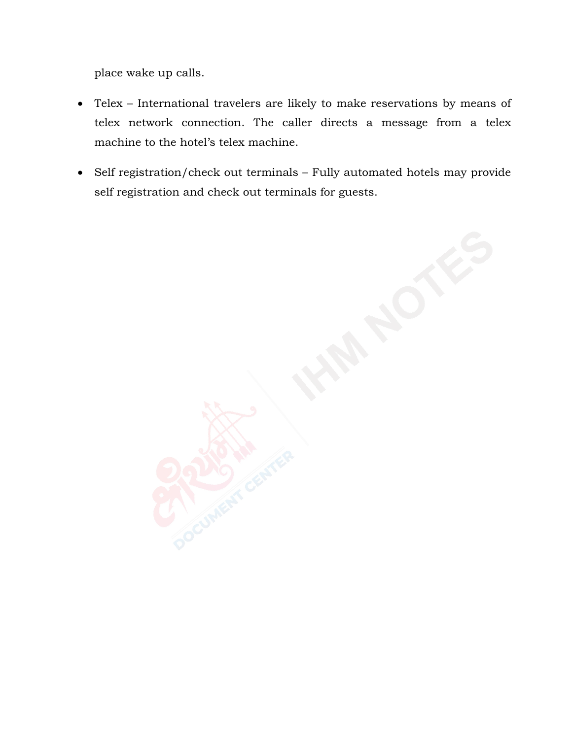place wake up calls.

- Telex – International travelers are likely to make reservations by means of telex network connection. The caller directs a message from a telex machine to the hotel's telex machine.
- Self registration/check out terminals – Fully automated hotels may provide self registration and check out terminals for guests.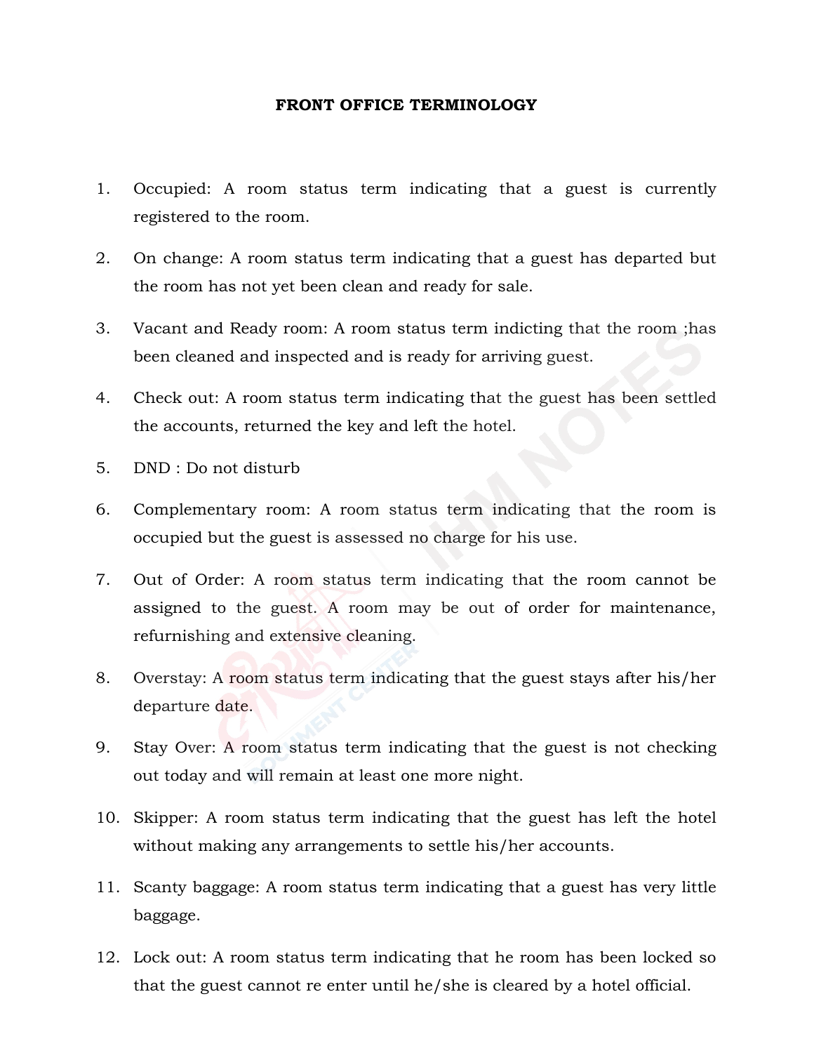# FRONT OFFICE TERMINOLOGY

1. Occupied: A room status term indicating that a guest is currently registered to the room.
2. On change: A room status term indicating that a guest has departed but the room has not yet been clean and ready for sale.
3. Vacant and Ready room: A room status term indicting that the room ;has been cleaned and inspected and is ready for arriving guest.
4. Check out: A room status term indicating that the guest has been settled the accounts, returned the key and left the hotel.
5. DND : Do not disturb
6. Complementary room: A room status term indicating that the room is occupied but the guest is assessed no charge for his use.
7. Out of Order: A room status term indicating that the room cannot be assigned to the guest. A room may be out of order for maintenance, refurnishing and extensive cleaning.
8. Overstay: A room status term indicating that the guest stays after his/her departure date.
9. Stay Over: A room status term indicating that the guest is not checking out today and will remain at least one more night.
10. Skipper: A room status term indicating that the guest has left the hotel without making any arrangements to settle his/her accounts.
11. Scanty baggage: A room status term indicating that a guest has very little baggage.
12. Lock out: A room status term indicating that he room has been locked so that the guest cannot re enter until he/she is cleared by a hotel official.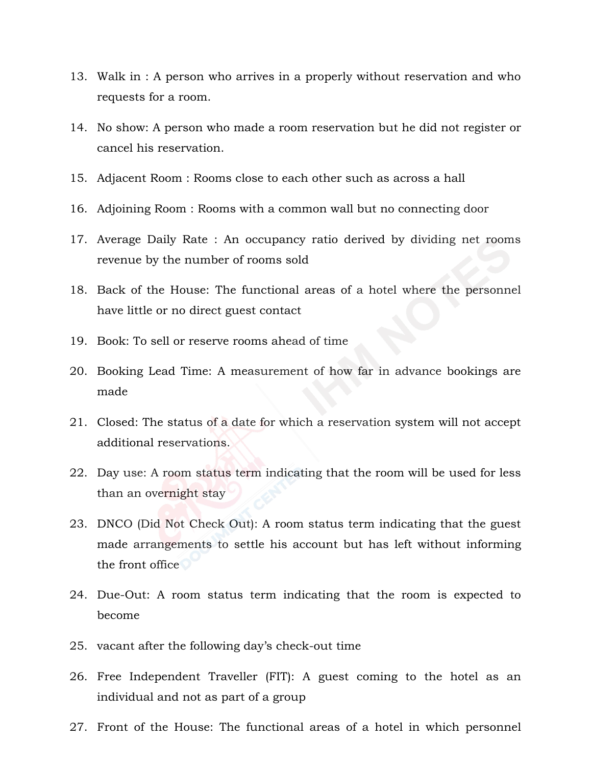13. Walk in : A person who arrives in a properly without reservation and who requests for a room.

14. No show: A person who made a room reservation but he did not register or cancel his reservation.

15. Adjacent Room : Rooms close to each other such as across a hall

16. Adjoining Room : Rooms with a common wall but no connecting door

17. Average Daily Rate : An occupancy ratio derived by dividing net rooms revenue by the number of rooms sold

18. Back of the House: The functional areas of a hotel where the personnel have little or no direct guest contact

19. Book: To sell or reserve rooms ahead of time

20. Booking Lead Time: A measurement of how far in advance bookings are made

21. Closed: The status of a date for which a reservation system will not accept additional reservations.

22. Day use: A room status term indicating that the room will be used for less than an overnight stay

23. DNCO (Did Not Check Out): A room status term indicating that the guest made arrangements to settle his account but has left without informing the front office

24. Due-Out: A room status term indicating that the room is expected to become

25. vacant after the following day's check-out time

26. Free Independent Traveller (FIT): A guest coming to the hotel as an individual and not as part of a group

27. Front of the House: The functional areas of a hotel in which personnel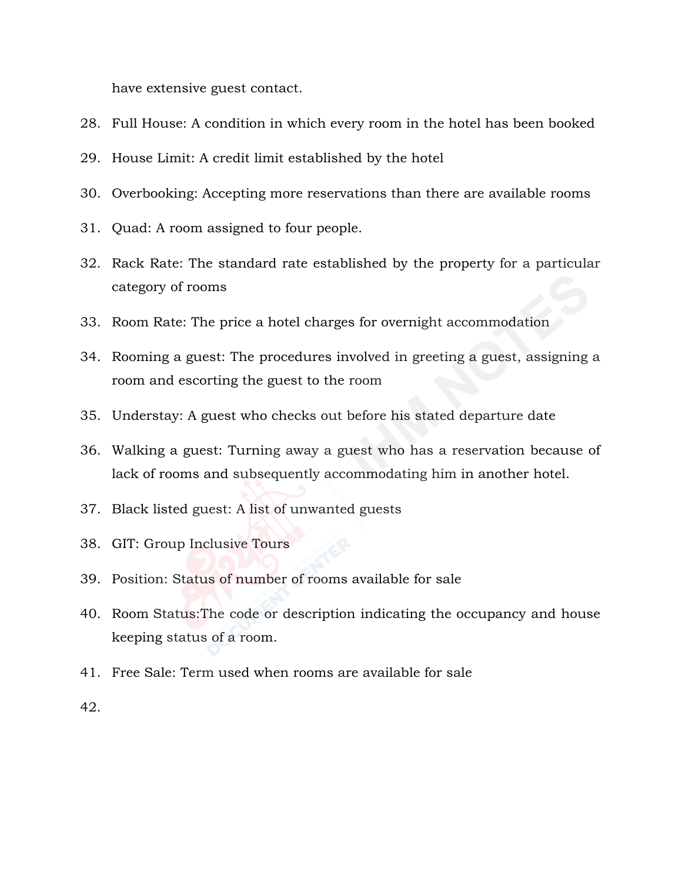have extensive guest contact.

28. Full House: A condition in which every room in the hotel has been booked
29. House Limit: A credit limit established by the hotel
30. Overbooking: Accepting more reservations than there are available rooms
31. Quad: A room assigned to four people.
32. Rack Rate: The standard rate established by the property for a particular category of rooms
33. Room Rate: The price a hotel charges for overnight accommodation
34. Rooming a guest: The procedures involved in greeting a guest, assigning a room and escorting the guest to the room
35. Understay: A guest who checks out before his stated departure date
36. Walking a guest: Turning away a guest who has a reservation because of lack of rooms and subsequently accommodating him in another hotel.
37. Black listed guest: A list of unwanted guests
38. GIT: Group Inclusive Tours
39. Position: Status of number of rooms available for sale
40. Room Status:The code or description indicating the occupancy and house keeping status of a room.
41. Free Sale: Term used when rooms are available for sale
42.